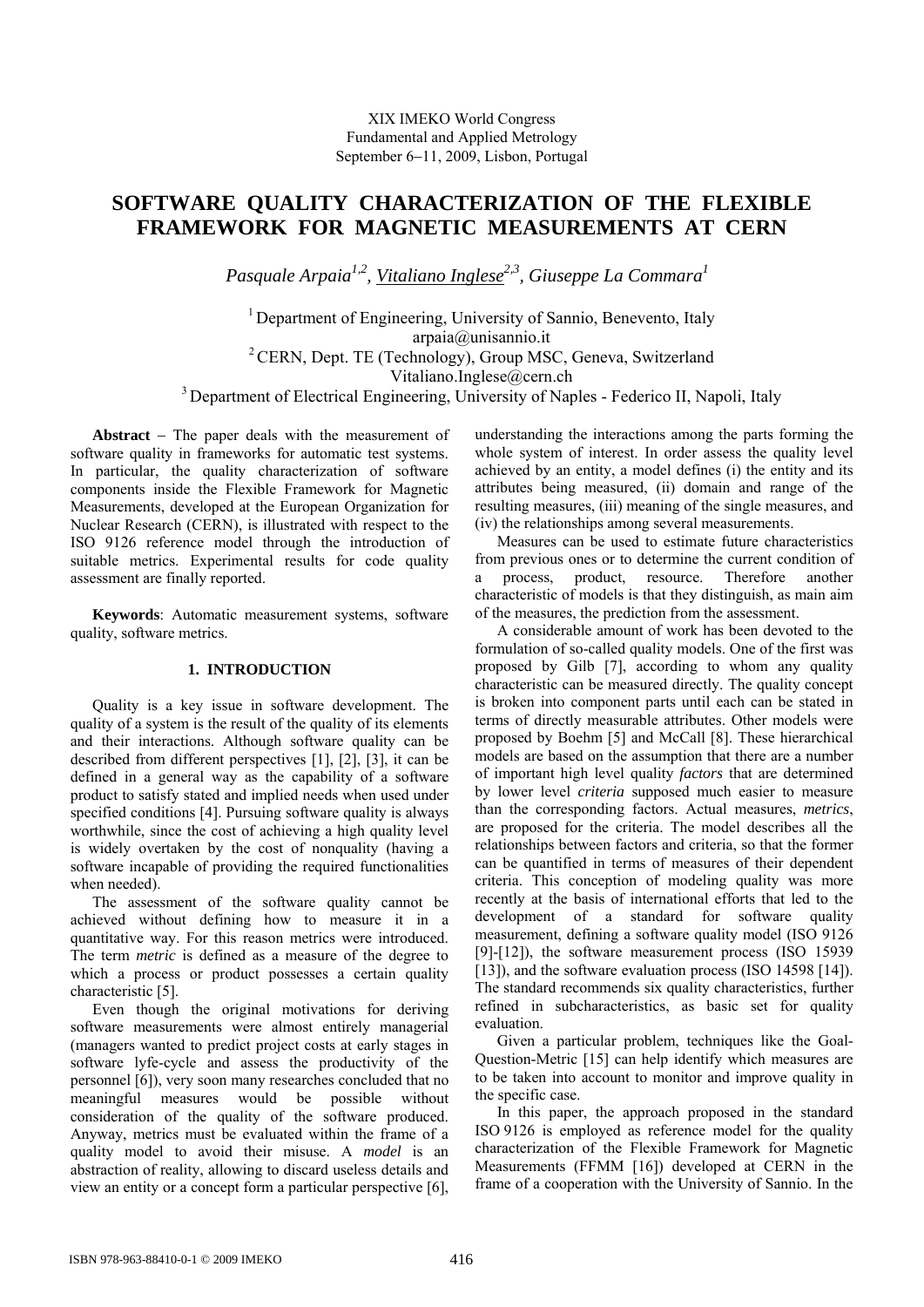XIX IMEKO World Congress
Fundamental and Applied Metrology
September 6−11, 2009, Lisbon, Portugal

# SOFTWARE QUALITY CHARACTERIZATION OF THE FLEXIBLE FRAMEWORK FOR MAGNETIC MEASUREMENTS AT CERN

*Pasquale Arpaia[1,2], Vitaliano Inglese[2,3], Giuseppe La Commara[1]*

[1] Department of Engineering, University of Sannio, Benevento, Italy
arpaia@unisannio.it
[2] CERN, Dept. TE (Technology), Group MSC, Geneva, Switzerland
Vitaliano.Inglese@cern.ch
[3] Department of Electrical Engineering, University of Naples - Federico II, Napoli, Italy

**Abstract** − The paper deals with the measurement of software quality in frameworks for automatic test systems. In particular, the quality characterization of software components inside the Flexible Framework for Magnetic Measurements, developed at the European Organization for Nuclear Research (CERN), is illustrated with respect to the ISO 9126 reference model through the introduction of suitable metrics. Experimental results for code quality assessment are finally reported.

**Keywords**: Automatic measurement systems, software quality, software metrics.

## 1. INTRODUCTION

Quality is a key issue in software development. The quality of a system is the result of the quality of its elements and their interactions. Although software quality can be described from different perspectives [1], [2], [3], it can be defined in a general way as the capability of a software product to satisfy stated and implied needs when used under specified conditions [4]. Pursuing software quality is always worthwhile, since the cost of achieving a high quality level is widely overtaken by the cost of nonquality (having a software incapable of providing the required functionalities when needed).

The assessment of the software quality cannot be achieved without defining how to measure it in a quantitative way. For this reason metrics were introduced. The term *metric* is defined as a measure of the degree to which a process or product possesses a certain quality characteristic [5].

Even though the original motivations for deriving software measurements were almost entirely managerial (managers wanted to predict project costs at early stages in software lyfe-cycle and assess the productivity of the personnel [6]), very soon many researches concluded that no meaningful measures would be possible without consideration of the quality of the software produced. Anyway, metrics must be evaluated within the frame of a quality model to avoid their misuse. A *model* is an abstraction of reality, allowing to discard useless details and view an entity or a concept form a particular perspective [6], understanding the interactions among the parts forming the whole system of interest. In order assess the quality level achieved by an entity, a model defines (i) the entity and its attributes being measured, (ii) domain and range of the resulting measures, (iii) meaning of the single measures, and (iv) the relationships among several measurements.

Measures can be used to estimate future characteristics from previous ones or to determine the current condition of a process, product, resource. Therefore another characteristic of models is that they distinguish, as main aim of the measures, the prediction from the assessment.

A considerable amount of work has been devoted to the formulation of so-called quality models. One of the first was proposed by Gilb [7], according to whom any quality characteristic can be measured directly. The quality concept is broken into component parts until each can be stated in terms of directly measurable attributes. Other models were proposed by Boehm [5] and McCall [8]. These hierarchical models are based on the assumption that there are a number of important high level quality *factors* that are determined by lower level *criteria* supposed much easier to measure than the corresponding factors. Actual measures, *metrics*, are proposed for the criteria. The model describes all the relationships between factors and criteria, so that the former can be quantified in terms of measures of their dependent criteria. This conception of modeling quality was more recently at the basis of international efforts that led to the development of a standard for software quality measurement, defining a software quality model (ISO 9126 [9]-[12]), the software measurement process (ISO 15939 [13]), and the software evaluation process (ISO 14598 [14]). The standard recommends six quality characteristics, further refined in subcharacteristics, as basic set for quality evaluation.

Given a particular problem, techniques like the Goal-Question-Metric [15] can help identify which measures are to be taken into account to monitor and improve quality in the specific case.

In this paper, the approach proposed in the standard ISO 9126 is employed as reference model for the quality characterization of the Flexible Framework for Magnetic Measurements (FFMM [16]) developed at CERN in the frame of a cooperation with the University of Sannio. In the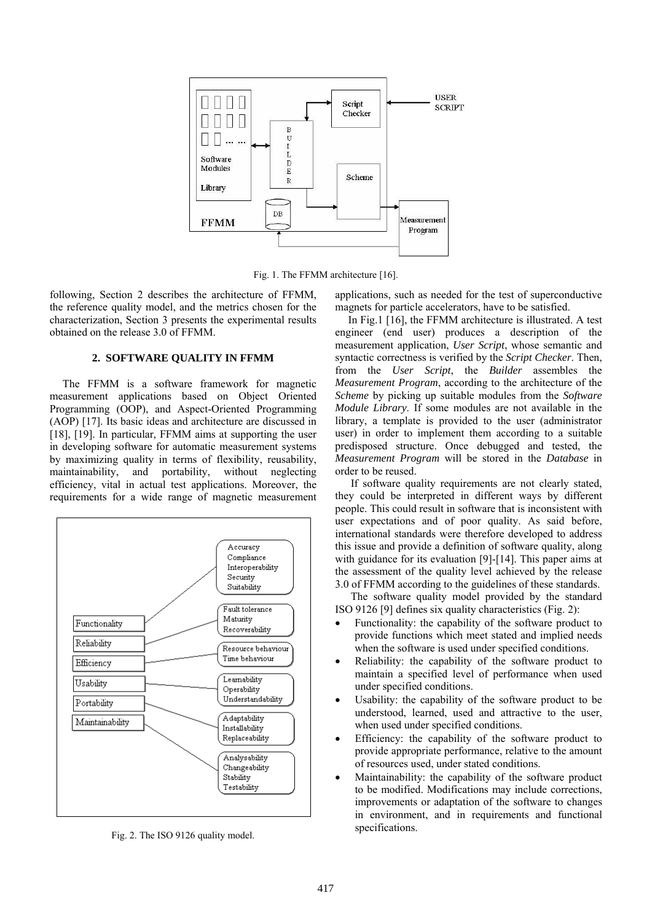Fig. 1. The FFMM architecture [16].

following, Section 2 describes the architecture of FFMM, the reference quality model, and the metrics chosen for the characterization, Section 3 presents the experimental results obtained on the release 3.0 of FFMM.

## 2. SOFTWARE QUALITY IN FFMM

The FFMM is a software framework for magnetic measurement applications based on Object Oriented Programming (OOP), and Aspect-Oriented Programming (AOP) [17]. Its basic ideas and architecture are discussed in [18], [19]. In particular, FFMM aims at supporting the user in developing software for automatic measurement systems by maximizing quality in terms of flexibility, reusability, maintainability, and portability, without neglecting efficiency, vital in actual test applications. Moreover, the requirements for a wide range of magnetic measurement applications, such as needed for the test of superconductive magnets for particle accelerators, have to be satisfied.

Fig. 2. The ISO 9126 quality model.

In Fig.1 [16], the FFMM architecture is illustrated. A test engineer (end user) produces a description of the measurement application, *User Script*, whose semantic and syntactic correctness is verified by the *Script Checker*. Then, from the *User Script*, the *Builder* assembles the *Measurement Program*, according to the architecture of the *Scheme* by picking up suitable modules from the *Software Module Library*. If some modules are not available in the library, a template is provided to the user (administrator user) in order to implement them according to a suitable predisposed structure. Once debugged and tested, the *Measurement Program* will be stored in the *Database* in order to be reused.

If software quality requirements are not clearly stated, they could be interpreted in different ways by different people. This could result in software that is inconsistent with user expectations and of poor quality. As said before, international standards were therefore developed to address this issue and provide a definition of software quality, along with guidance for its evaluation [9]-[14]. This paper aims at the assessment of the quality level achieved by the release 3.0 of FFMM according to the guidelines of these standards.

The software quality model provided by the standard ISO 9126 [9] defines six quality characteristics (Fig. 2):

- Functionality: the capability of the software product to provide functions which meet stated and implied needs when the software is used under specified conditions.
- Reliability: the capability of the software product to maintain a specified level of performance when used under specified conditions.
- Usability: the capability of the software product to be understood, learned, used and attractive to the user, when used under specified conditions.
- Efficiency: the capability of the software product to provide appropriate performance, relative to the amount of resources used, under stated conditions.
- Maintainability: the capability of the software product to be modified. Modifications may include corrections, improvements or adaptation of the software to changes in environment, and in requirements and functional specifications.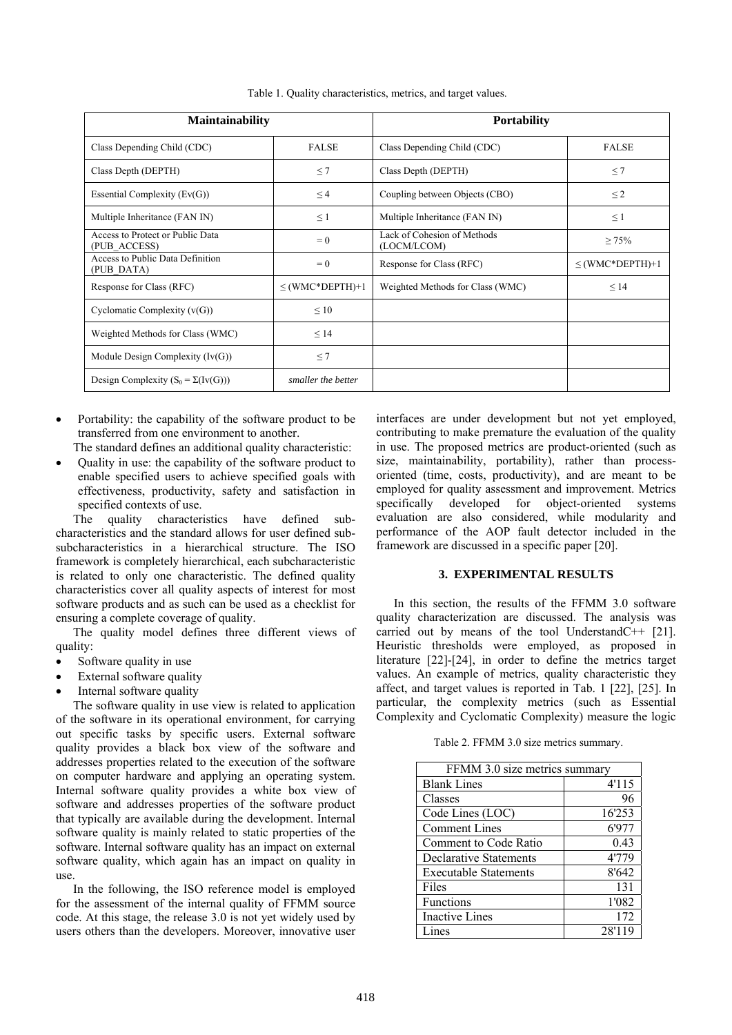Table 1. Quality characteristics, metrics, and target values.

| Maintainability | | Portability | |
|---|---|---|---|
| Class Depending Child (CDC) | FALSE | Class Depending Child (CDC) | FALSE |
| Class Depth (DEPTH) | $\leq 7$ | Class Depth (DEPTH) | $\leq 7$ |
| Essential Complexity (Ev(G)) | $\leq 4$ | Coupling between Objects (CBO) | $\leq 2$ |
| Multiple Inheritance (FAN IN) | $\leq 1$ | Multiple Inheritance (FAN IN) | $\leq 1$ |
| Access to Protect or Public Data (PUB_ACCESS) | $= 0$ | Lack of Cohesion of Methods (LOCM/LCOM) | $\geq 75\%$ |
| Access to Public Data Definition (PUB_DATA) | $= 0$ | Response for Class (RFC) | $\leq$ (WMC*DEPTH)+1 |
| Response for Class (RFC) | $\leq$ (WMC*DEPTH)+1 | Weighted Methods for Class (WMC) | $\leq 14$ |
| Cyclomatic Complexity (v(G)) | $\leq 10$ | | |
| Weighted Methods for Class (WMC) | $\leq 14$ | | |
| Module Design Complexity (Iv(G)) | $\leq 7$ | | |
| Design Complexity ($S_0 = \Sigma(Iv(G))$) | *smaller the better* | | |

- Portability: the capability of the software product to be transferred from one environment to another.

The standard defines an additional quality characteristic:

- Quality in use: the capability of the software product to enable specified users to achieve specified goals with effectiveness, productivity, safety and satisfaction in specified contexts of use.

The quality characteristics have defined sub-characteristics and the standard allows for user defined sub-subcharacteristics in a hierarchical structure. The ISO framework is completely hierarchical, each subcharacteristic is related to only one characteristic. The defined quality characteristics cover all quality aspects of interest for most software products and as such can be used as a checklist for ensuring a complete coverage of quality.

The quality model defines three different views of quality:

- Software quality in use
- External software quality
- Internal software quality

The software quality in use view is related to application of the software in its operational environment, for carrying out specific tasks by specific users. External software quality provides a black box view of the software and addresses properties related to the execution of the software on computer hardware and applying an operating system. Internal software quality provides a white box view of software and addresses properties of the software product that typically are available during the development. Internal software quality is mainly related to static properties of the software. Internal software quality has an impact on external software quality, which again has an impact on quality in use.

In the following, the ISO reference model is employed for the assessment of the internal quality of FFMM source code. At this stage, the release 3.0 is not yet widely used by users others than the developers. Moreover, innovative user interfaces are under development but not yet employed, contributing to make premature the evaluation of the quality in use. The proposed metrics are product-oriented (such as size, maintainability, portability), rather than process-oriented (time, costs, productivity), and are meant to be employed for quality assessment and improvement. Metrics specifically developed for object-oriented systems evaluation are also considered, while modularity and performance of the AOP fault detector included in the framework are discussed in a specific paper [20].

## 3. EXPERIMENTAL RESULTS

In this section, the results of the FFMM 3.0 software quality characterization are discussed. The analysis was carried out by means of the tool UnderstandC++ [21]. Heuristic thresholds were employed, as proposed in literature [22]-[24], in order to define the metrics target values. An example of metrics, quality characteristic they affect, and target values is reported in Tab. 1 [22], [25]. In particular, the complexity metrics (such as Essential Complexity and Cyclomatic Complexity) measure the logic

Table 2. FFMM 3.0 size metrics summary.

| FFMM 3.0 size metrics summary | |
|---|---|
| Blank Lines | 4'115 |
| Classes | 96 |
| Code Lines (LOC) | 16'253 |
| Comment Lines | 6'977 |
| Comment to Code Ratio | 0.43 |
| Declarative Statements | 4'779 |
| Executable Statements | 8'642 |
| Files | 131 |
| Functions | 1'082 |
| Inactive Lines | 172 |
| Lines | 28'119 |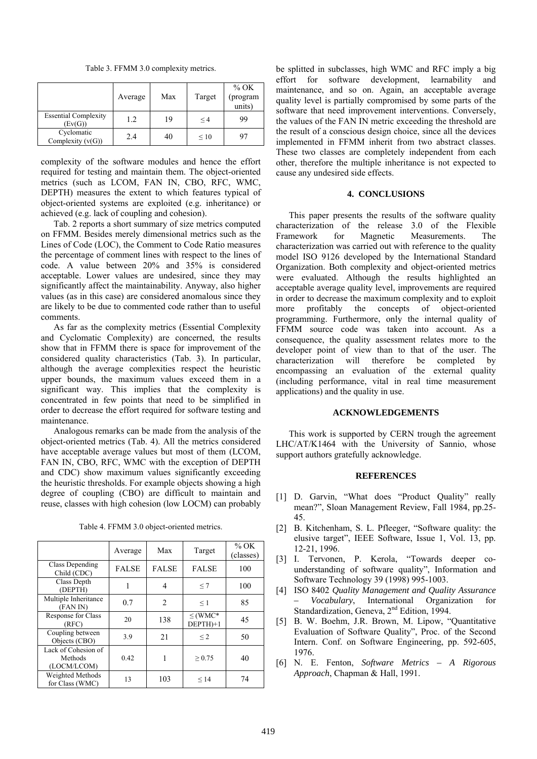Table 3. FFMM 3.0 complexity metrics.

| | Average | Max | Target | % OK (program units) |
|---|---|---|---|---|
| Essential Complexity (Ev(G)) | 1.2 | 19 | ≤ 4 | 99 |
| Cyclomatic Complexity (v(G)) | 2.4 | 40 | ≤ 10 | 97 |

complexity of the software modules and hence the effort required for testing and maintain them. The object-oriented metrics (such as LCOM, FAN IN, CBO, RFC, WMC, DEPTH) measures the extent to which features typical of object-oriented systems are exploited (e.g. inheritance) or achieved (e.g. lack of coupling and cohesion).

Tab. 2 reports a short summary of size metrics computed on FFMM. Besides merely dimensional metrics such as the Lines of Code (LOC), the Comment to Code Ratio measures the percentage of comment lines with respect to the lines of code. A value between 20% and 35% is considered acceptable. Lower values are undesired, since they may significantly affect the maintainability. Anyway, also higher values (as in this case) are considered anomalous since they are likely to be due to commented code rather than to useful comments.

As far as the complexity metrics (Essential Complexity and Cyclomatic Complexity) are concerned, the results show that in FFMM there is space for improvement of the considered quality characteristics (Tab. 3). In particular, although the average complexities respect the heuristic upper bounds, the maximum values exceed them in a significant way. This implies that the complexity is concentrated in few points that need to be simplified in order to decrease the effort required for software testing and maintenance.

Analogous remarks can be made from the analysis of the object-oriented metrics (Tab. 4). All the metrics considered have acceptable average values but most of them (LCOM, FAN IN, CBO, RFC, WMC with the exception of DEPTH and CDC) show maximum values significantly exceeding the heuristic thresholds. For example objects showing a high degree of coupling (CBO) are difficult to maintain and reuse, classes with high cohesion (low LOCM) can probably be splitted in subclasses, high WMC and RFC imply a big effort for software development, learnability and maintenance, and so on. Again, an acceptable average quality level is partially compromised by some parts of the software that need improvement interventions. Conversely, the values of the FAN IN metric exceeding the threshold are the result of a conscious design choice, since all the devices implemented in FFMM inherit from two abstract classes. These two classes are completely independent from each other, therefore the multiple inheritance is not expected to cause any undesired side effects.

Table 4. FFMM 3.0 object-oriented metrics.

| | Average | Max | Target | % OK (classes) |
|---|---|---|---|---|
| Class Depending Child (CDC) | FALSE | FALSE | FALSE | 100 |
| Class Depth (DEPTH) | 1 | 4 | ≤ 7 | 100 |
| Multiple Inheritance (FAN IN) | 0.7 | 2 | ≤ 1 | 85 |
| Response for Class (RFC) | 20 | 138 | ≤ (WMC* DEPTH)+1 | 45 |
| Coupling between Objects (CBO) | 3.9 | 21 | ≤ 2 | 50 |
| Lack of Cohesion of Methods (LOCM/LCOM) | 0.42 | 1 | ≥ 0.75 | 40 |
| Weighted Methods for Class (WMC) | 13 | 103 | ≤ 14 | 74 |

## 4. CONCLUSIONS

This paper presents the results of the software quality characterization of the release 3.0 of the Flexible Framework for Magnetic Measurements. The characterization was carried out with reference to the quality model ISO 9126 developed by the International Standard Organization. Both complexity and object-oriented metrics were evaluated. Although the results highlighted an acceptable average quality level, improvements are required in order to decrease the maximum complexity and to exploit more profitably the concepts of object-oriented programming. Furthermore, only the internal quality of FFMM source code was taken into account. As a consequence, the quality assessment relates more to the developer point of view than to that of the user. The characterization will therefore be completed by encompassing an evaluation of the external quality (including performance, vital in real time measurement applications) and the quality in use.

## ACKNOWLEDGEMENTS

This work is supported by CERN trough the agreement LHC/AT/K1464 with the University of Sannio, whose support authors gratefully acknowledge.

## REFERENCES

[1] D. Garvin, “What does “Product Quality” really mean?”, Sloan Management Review, Fall 1984, pp.25-45.

[2] B. Kitchenham, S. L. Pfleeger, “Software quality: the elusive target”, IEEE Software, Issue 1, Vol. 13, pp. 12-21, 1996.

[3] I. Tervonen, P. Kerola, “Towards deeper co-understanding of software quality”, Information and Software Technology 39 (1998) 995-1003.

[4] ISO 8402 *Quality Management and Quality Assurance – Vocabulary*, International Organization for Standardization, Geneva, 2nd Edition, 1994.

[5] B. W. Boehm, J.R. Brown, M. Lipow, “Quantitative Evaluation of Software Quality”, Proc. of the Second Intern. Conf. on Software Engineering, pp. 592-605, 1976.

[6] N. E. Fenton, *Software Metrics – A Rigorous Approach*, Chapman & Hall, 1991.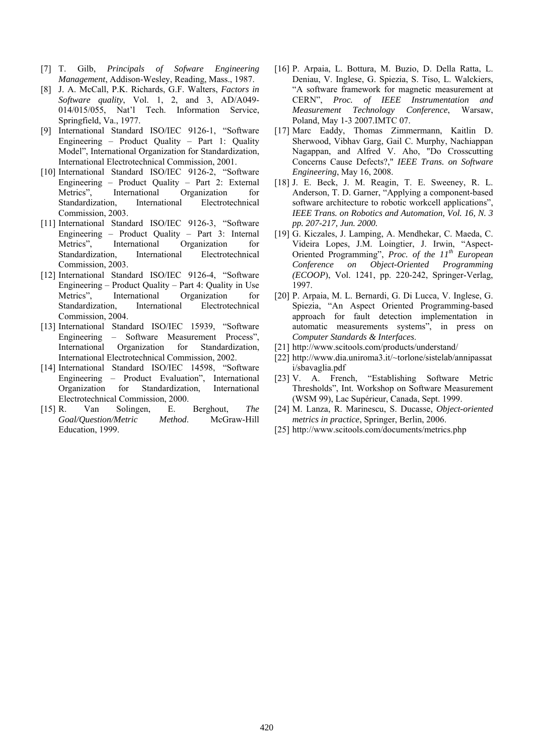[7] T. Gilb, *Principals of Sofware Engineering Management*, Addison-Wesley, Reading, Mass., 1987.

[8] J. A. McCall, P.K. Richards, G.F. Walters, *Factors in Software quality*, Vol. 1, 2, and 3, AD/A049-014/015/055, Nat'l Tech. Information Service, Springfield, Va., 1977.

[9] International Standard ISO/IEC 9126-1, "Software Engineering – Product Quality – Part 1: Quality Model", International Organization for Standardization, International Electrotechnical Commission, 2001.

[10] International Standard ISO/IEC 9126-2, "Software Engineering – Product Quality – Part 2: External Metrics", International Organization for Standardization, International Electrotechnical Commission, 2003.

[11] International Standard ISO/IEC 9126-3, "Software Engineering – Product Quality – Part 3: Internal Metrics", International Organization for Standardization, International Electrotechnical Commission, 2003.

[12] International Standard ISO/IEC 9126-4, "Software Engineering – Product Quality – Part 4: Quality in Use Metrics", International Organization for Standardization, International Electrotechnical Commission, 2004.

[13] International Standard ISO/IEC 15939, "Software Engineering – Software Measurement Process", International Organization for Standardization, International Electrotechnical Commission, 2002.

[14] International Standard ISO/IEC 14598, "Software Engineering – Product Evaluation", International Organization for Standardization, International Electrotechnical Commission, 2000.

[15] R. Van Solingen, E. Berghout, *The Goal/Question/Metric Method*. McGraw-Hill Education, 1999.

[16] P. Arpaia, L. Bottura, M. Buzio, D. Della Ratta, L. Deniau, V. Inglese, G. Spiezia, S. Tiso, L. Walckiers, "A software framework for magnetic measurement at CERN", *Proc. of IEEE Instrumentation and Measurement Technology Conference*, Warsaw, Poland, May 1-3 2007.IMTC 07.

[17] Marc Eaddy, Thomas Zimmermann, Kaitlin D. Sherwood, Vibhav Garg, Gail C. Murphy, Nachiappan Nagappan, and Alfred V. Aho, "Do Crosscutting Concerns Cause Defects?," *IEEE Trans. on Software Engineering*, May 16, 2008.

[18] J. E. Beck, J. M. Reagin, T. E. Sweeney, R. L. Anderson, T. D. Garner, "Applying a component-based software architecture to robotic workcell applications", *IEEE Trans. on Robotics and Automation, Vol. 16, N. 3 pp. 207-217, Jun. 2000.*

[19] G. Kiczales, J. Lamping, A. Mendhekar, C. Maeda, C. Videira Lopes, J.M. Loingtier, J. Irwin, "Aspect-Oriented Programming", *Proc. of the 11th European Conference on Object-Oriented Programming (ECOOP*), Vol. 1241, pp. 220-242, Springer-Verlag, 1997.

[20] P. Arpaia, M. L. Bernardi, G. Di Lucca, V. Inglese, G. Spiezia, "An Aspect Oriented Programming-based approach for fault detection implementation in automatic measurements systems", in press on *Computer Standards & Interfaces*.

[21] http://www.scitools.com/products/understand/

[22] http://www.dia.uniroma3.it/~torlone/sistelab/annipassati/sbavaglia.pdf

[23] V. A. French, "Establishing Software Metric Thresholds", Int. Workshop on Software Measurement (WSM 99), Lac Supérieur, Canada, Sept. 1999.

[24] M. Lanza, R. Marinescu, S. Ducasse, *Object-oriented metrics in practice*, Springer, Berlin, 2006.

[25] http://www.scitools.com/documents/metrics.php